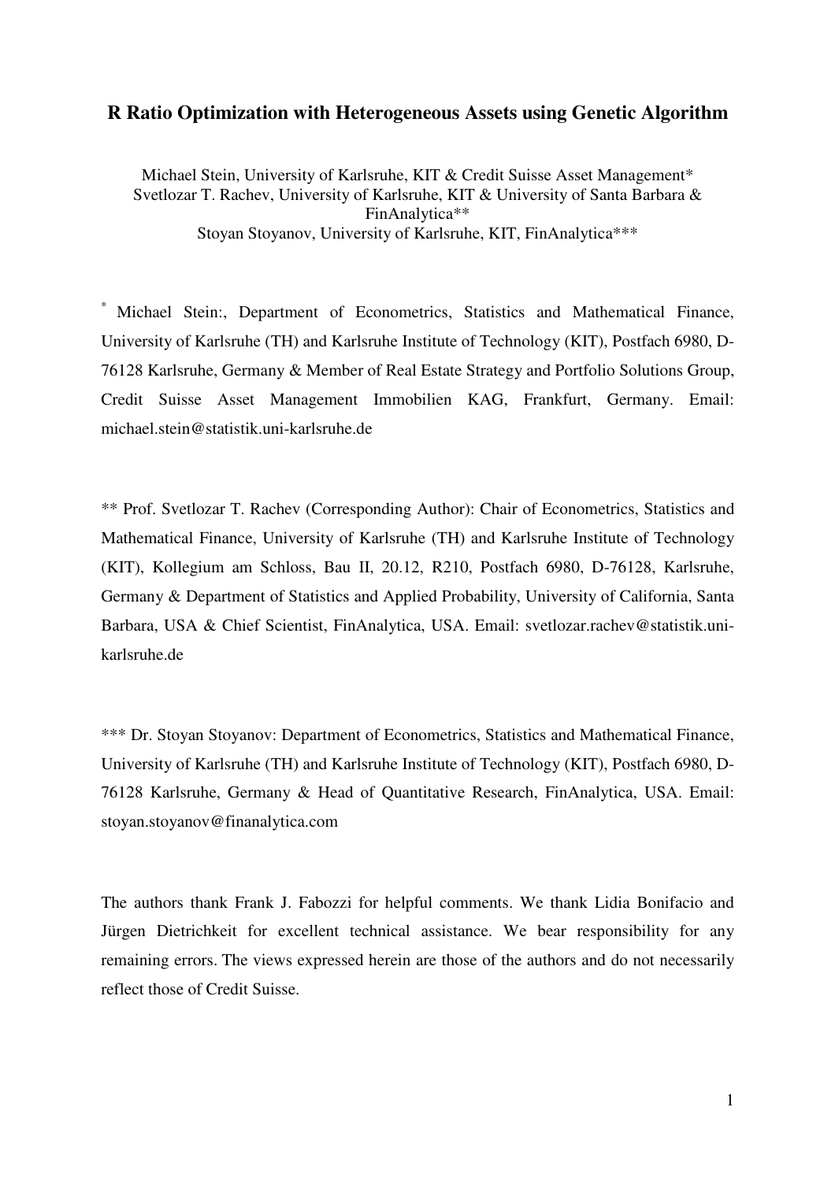# R Ratio Optimization with Heterogeneous Assets using Genetic Algorithm

Michael Stein, University of Karlsruhe, KIT & Credit Suisse Asset Management*
Svetlozar T. Rachev, University of Karlsruhe, KIT & University of Santa Barbara & FinAnalytica**
Stoyan Stoyanov, University of Karlsruhe, KIT, FinAnalytica***

* Michael Stein:, Department of Econometrics, Statistics and Mathematical Finance, University of Karlsruhe (TH) and Karlsruhe Institute of Technology (KIT), Postfach 6980, D-76128 Karlsruhe, Germany & Member of Real Estate Strategy and Portfolio Solutions Group, Credit Suisse Asset Management Immobilien KAG, Frankfurt, Germany. Email: michael.stein@statistik.uni-karlsruhe.de

** Prof. Svetlozar T. Rachev (Corresponding Author): Chair of Econometrics, Statistics and Mathematical Finance, University of Karlsruhe (TH) and Karlsruhe Institute of Technology (KIT), Kollegium am Schloss, Bau II, 20.12, R210, Postfach 6980, D-76128, Karlsruhe, Germany & Department of Statistics and Applied Probability, University of California, Santa Barbara, USA & Chief Scientist, FinAnalytica, USA. Email: svetlozar.rachev@statistik.uni-karlsruhe.de

*** Dr. Stoyan Stoyanov: Department of Econometrics, Statistics and Mathematical Finance, University of Karlsruhe (TH) and Karlsruhe Institute of Technology (KIT), Postfach 6980, D-76128 Karlsruhe, Germany & Head of Quantitative Research, FinAnalytica, USA. Email: stoyan.stoyanov@finanalytica.com

The authors thank Frank J. Fabozzi for helpful comments. We thank Lidia Bonifacio and Jürgen Dietrichkeit for excellent technical assistance. We bear responsibility for any remaining errors. The views expressed herein are those of the authors and do not necessarily reflect those of Credit Suisse.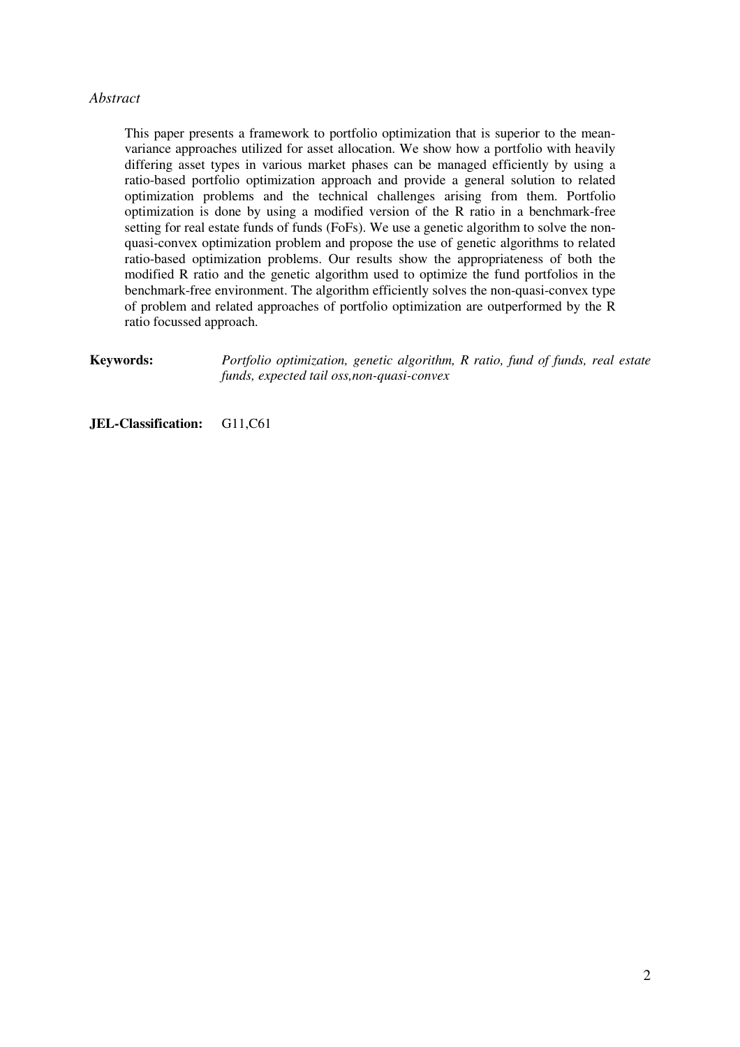*Abstract*

This paper presents a framework to portfolio optimization that is superior to the mean-variance approaches utilized for asset allocation. We show how a portfolio with heavily differing asset types in various market phases can be managed efficiently by using a ratio-based portfolio optimization approach and provide a general solution to related optimization problems and the technical challenges arising from them. Portfolio optimization is done by using a modified version of the R ratio in a benchmark-free setting for real estate funds of funds (FoFs). We use a genetic algorithm to solve the non-quasi-convex optimization problem and propose the use of genetic algorithms to related ratio-based optimization problems. Our results show the appropriateness of both the modified R ratio and the genetic algorithm used to optimize the fund portfolios in the benchmark-free environment. The algorithm efficiently solves the non-quasi-convex type of problem and related approaches of portfolio optimization are outperformed by the R ratio focussed approach.

**Keywords:** *Portfolio optimization, genetic algorithm, R ratio, fund of funds, real estate funds, expected tail oss,non-quasi-convex*

**JEL-Classification:** G11,C61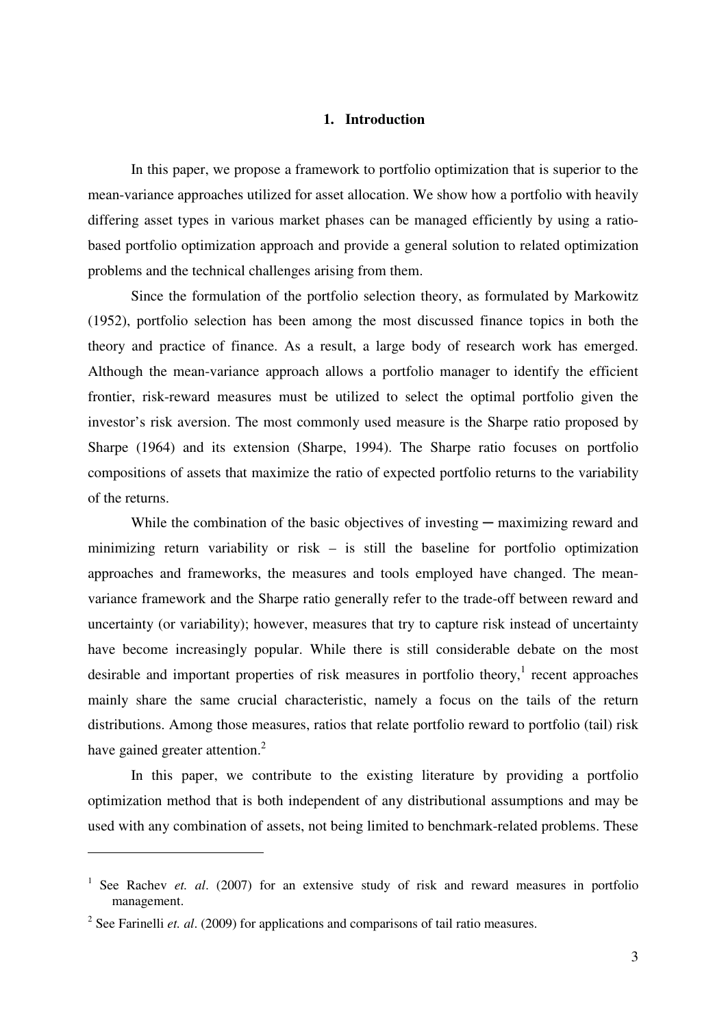## 1. Introduction

In this paper, we propose a framework to portfolio optimization that is superior to the mean-variance approaches utilized for asset allocation. We show how a portfolio with heavily differing asset types in various market phases can be managed efficiently by using a ratio-based portfolio optimization approach and provide a general solution to related optimization problems and the technical challenges arising from them.

Since the formulation of the portfolio selection theory, as formulated by Markowitz (1952), portfolio selection has been among the most discussed finance topics in both the theory and practice of finance. As a result, a large body of research work has emerged. Although the mean-variance approach allows a portfolio manager to identify the efficient frontier, risk-reward measures must be utilized to select the optimal portfolio given the investor's risk aversion. The most commonly used measure is the Sharpe ratio proposed by Sharpe (1964) and its extension (Sharpe, 1994). The Sharpe ratio focuses on portfolio compositions of assets that maximize the ratio of expected portfolio returns to the variability of the returns.

While the combination of the basic objectives of investing ─ maximizing reward and minimizing return variability or risk – is still the baseline for portfolio optimization approaches and frameworks, the measures and tools employed have changed. The mean-variance framework and the Sharpe ratio generally refer to the trade-off between reward and uncertainty (or variability); however, measures that try to capture risk instead of uncertainty have become increasingly popular. While there is still considerable debate on the most desirable and important properties of risk measures in portfolio theory,[1] recent approaches mainly share the same crucial characteristic, namely a focus on the tails of the return distributions. Among those measures, ratios that relate portfolio reward to portfolio (tail) risk have gained greater attention.[2]

In this paper, we contribute to the existing literature by providing a portfolio optimization method that is both independent of any distributional assumptions and may be used with any combination of assets, not being limited to benchmark-related problems. These

---

[1] See Rachev *et. al*. (2007) for an extensive study of risk and reward measures in portfolio management.

[2] See Farinelli *et. al*. (2009) for applications and comparisons of tail ratio measures.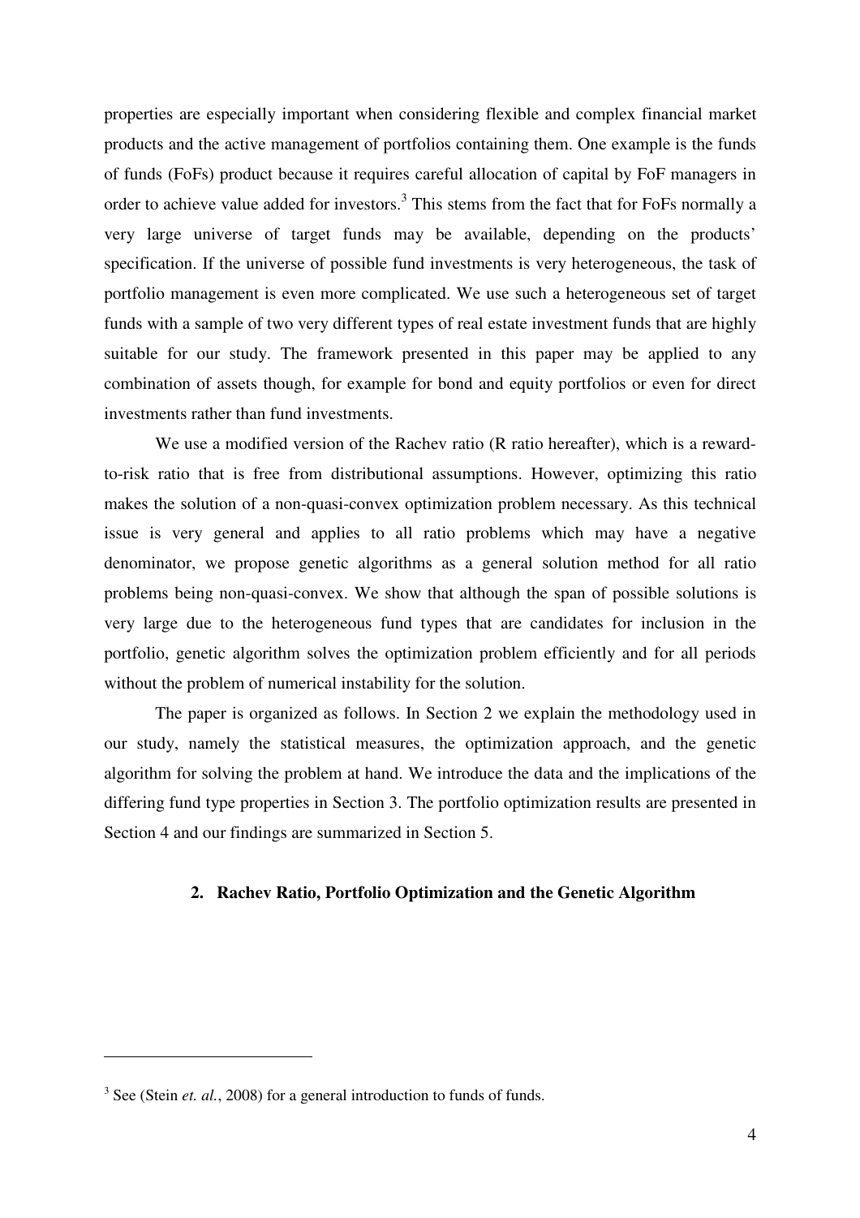properties are especially important when considering flexible and complex financial market products and the active management of portfolios containing them. One example is the funds of funds (FoFs) product because it requires careful allocation of capital by FoF managers in order to achieve value added for investors.[3] This stems from the fact that for FoFs normally a very large universe of target funds may be available, depending on the products' specification. If the universe of possible fund investments is very heterogeneous, the task of portfolio management is even more complicated. We use such a heterogeneous set of target funds with a sample of two very different types of real estate investment funds that are highly suitable for our study. The framework presented in this paper may be applied to any combination of assets though, for example for bond and equity portfolios or even for direct investments rather than fund investments.

We use a modified version of the Rachev ratio (R ratio hereafter), which is a reward-to-risk ratio that is free from distributional assumptions. However, optimizing this ratio makes the solution of a non-quasi-convex optimization problem necessary. As this technical issue is very general and applies to all ratio problems which may have a negative denominator, we propose genetic algorithms as a general solution method for all ratio problems being non-quasi-convex. We show that although the span of possible solutions is very large due to the heterogeneous fund types that are candidates for inclusion in the portfolio, genetic algorithm solves the optimization problem efficiently and for all periods without the problem of numerical instability for the solution.

The paper is organized as follows. In Section 2 we explain the methodology used in our study, namely the statistical measures, the optimization approach, and the genetic algorithm for solving the problem at hand. We introduce the data and the implications of the differing fund type properties in Section 3. The portfolio optimization results are presented in Section 4 and our findings are summarized in Section 5.

## 2. Rachev Ratio, Portfolio Optimization and the Genetic Algorithm

---

[3] See (Stein *et. al.*, 2008) for a general introduction to funds of funds.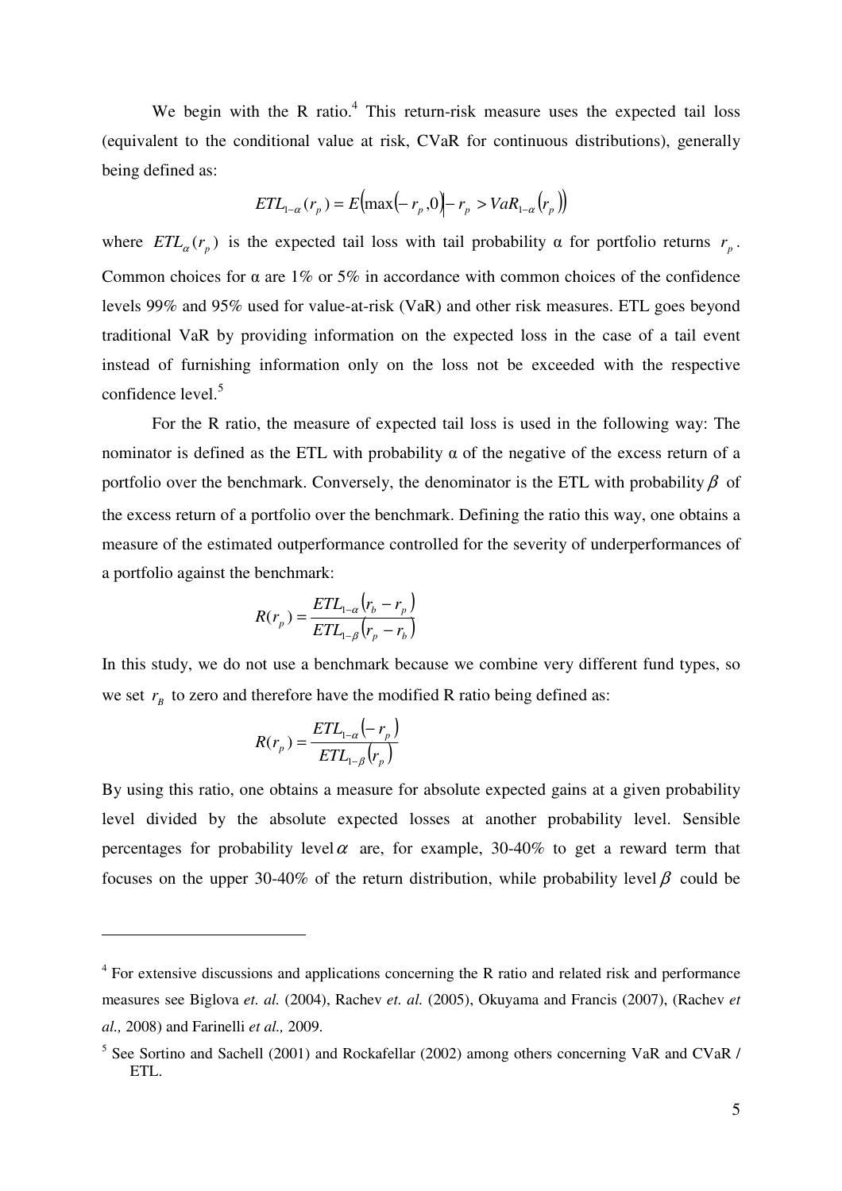We begin with the R ratio.[4] This return-risk measure uses the expected tail loss (equivalent to the conditional value at risk, CVaR for continuous distributions), generally being defined as:

$$ETL_{1-\alpha}(r_p) = E\left(\max\left(-r_p, 0\right) \middle| -r_p > VaR_{1-\alpha}\left(r_p\right)\right)$$

where $ETL_{\alpha}(r_p)$ is the expected tail loss with tail probability α for portfolio returns $r_p$. Common choices for α are 1% or 5% in accordance with common choices of the confidence levels 99% and 95% used for value-at-risk (VaR) and other risk measures. ETL goes beyond traditional VaR by providing information on the expected loss in the case of a tail event instead of furnishing information only on the loss not be exceeded with the respective confidence level.[5]

For the R ratio, the measure of expected tail loss is used in the following way: The nominator is defined as the ETL with probability α of the negative of the excess return of a portfolio over the benchmark. Conversely, the denominator is the ETL with probability $\beta$ of the excess return of a portfolio over the benchmark. Defining the ratio this way, one obtains a measure of the estimated outperformance controlled for the severity of underperformances of a portfolio against the benchmark:

$$R(r_p) = \frac{ETL_{1-\alpha}\left(r_b - r_p\right)}{ETL_{1-\beta}\left(r_p - r_b\right)}$$

In this study, we do not use a benchmark because we combine very different fund types, so we set $r_B$ to zero and therefore have the modified R ratio being defined as:

$$R(r_p) = \frac{ETL_{1-\alpha}\left(-r_p\right)}{ETL_{1-\beta}\left(r_p\right)}$$

By using this ratio, one obtains a measure for absolute expected gains at a given probability level divided by the absolute expected losses at another probability level. Sensible percentages for probability level $\alpha$ are, for example, 30-40% to get a reward term that focuses on the upper 30-40% of the return distribution, while probability level $\beta$ could be

---

[4] For extensive discussions and applications concerning the R ratio and related risk and performance measures see Biglova *et. al.* (2004), Rachev *et. al.* (2005), Okuyama and Francis (2007), (Rachev *et al.,* 2008) and Farinelli *et al.,* 2009.

[5] See Sortino and Sachell (2001) and Rockafellar (2002) among others concerning VaR and CVaR / ETL.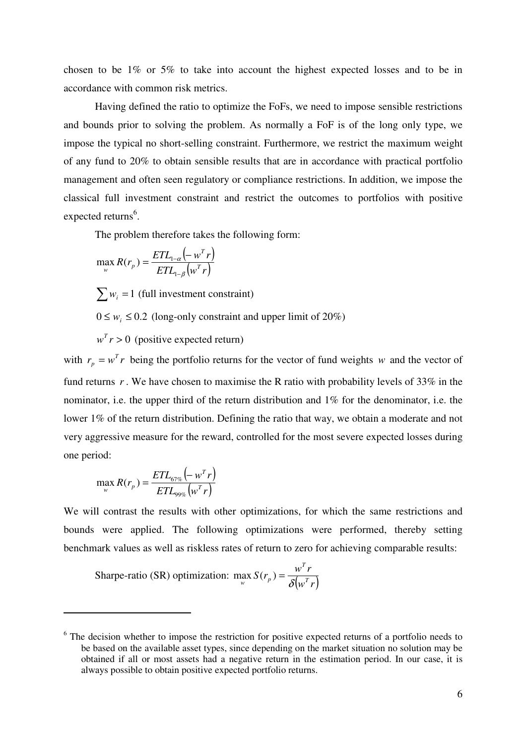chosen to be 1% or 5% to take into account the highest expected losses and to be in accordance with common risk metrics.

Having defined the ratio to optimize the FoFs, we need to impose sensible restrictions and bounds prior to solving the problem. As normally a FoF is of the long only type, we impose the typical no short-selling constraint. Furthermore, we restrict the maximum weight of any fund to 20% to obtain sensible results that are in accordance with practical portfolio management and often seen regulatory or compliance restrictions. In addition, we impose the classical full investment constraint and restrict the outcomes to portfolios with positive expected returns[6].

The problem therefore takes the following form:

$$\max_{w} R(r_p) = \frac{ETL_{1-\alpha}\left(-w^T r\right)}{ETL_{1-\beta}\left(w^T r\right)}$$

$\sum w_i = 1$ (full investment constraint)

$0 \leq w_i \leq 0.2$ (long-only constraint and upper limit of 20%)

$w^T r > 0$ (positive expected return)

with $r_p = w^T r$ being the portfolio returns for the vector of fund weights $w$ and the vector of fund returns $r$. We have chosen to maximise the R ratio with probability levels of 33% in the nominator, i.e. the upper third of the return distribution and 1% for the denominator, i.e. the lower 1% of the return distribution. Defining the ratio that way, we obtain a moderate and not very aggressive measure for the reward, controlled for the most severe expected losses during one period:

$$\max_{w} R(r_p) = \frac{ETL_{67\%}\left(-w^T r\right)}{ETL_{99\%}\left(w^T r\right)}$$

We will contrast the results with other optimizations, for which the same restrictions and bounds were applied. The following optimizations were performed, thereby setting benchmark values as well as riskless rates of return to zero for achieving comparable results:

Sharpe-ratio (SR) optimization: $\max_{w} S(r_p) = \dfrac{w^T r}{\delta\left(w^T r\right)}$

---

[6] The decision whether to impose the restriction for positive expected returns of a portfolio needs to be based on the available asset types, since depending on the market situation no solution may be obtained if all or most assets had a negative return in the estimation period. In our case, it is always possible to obtain positive expected portfolio returns.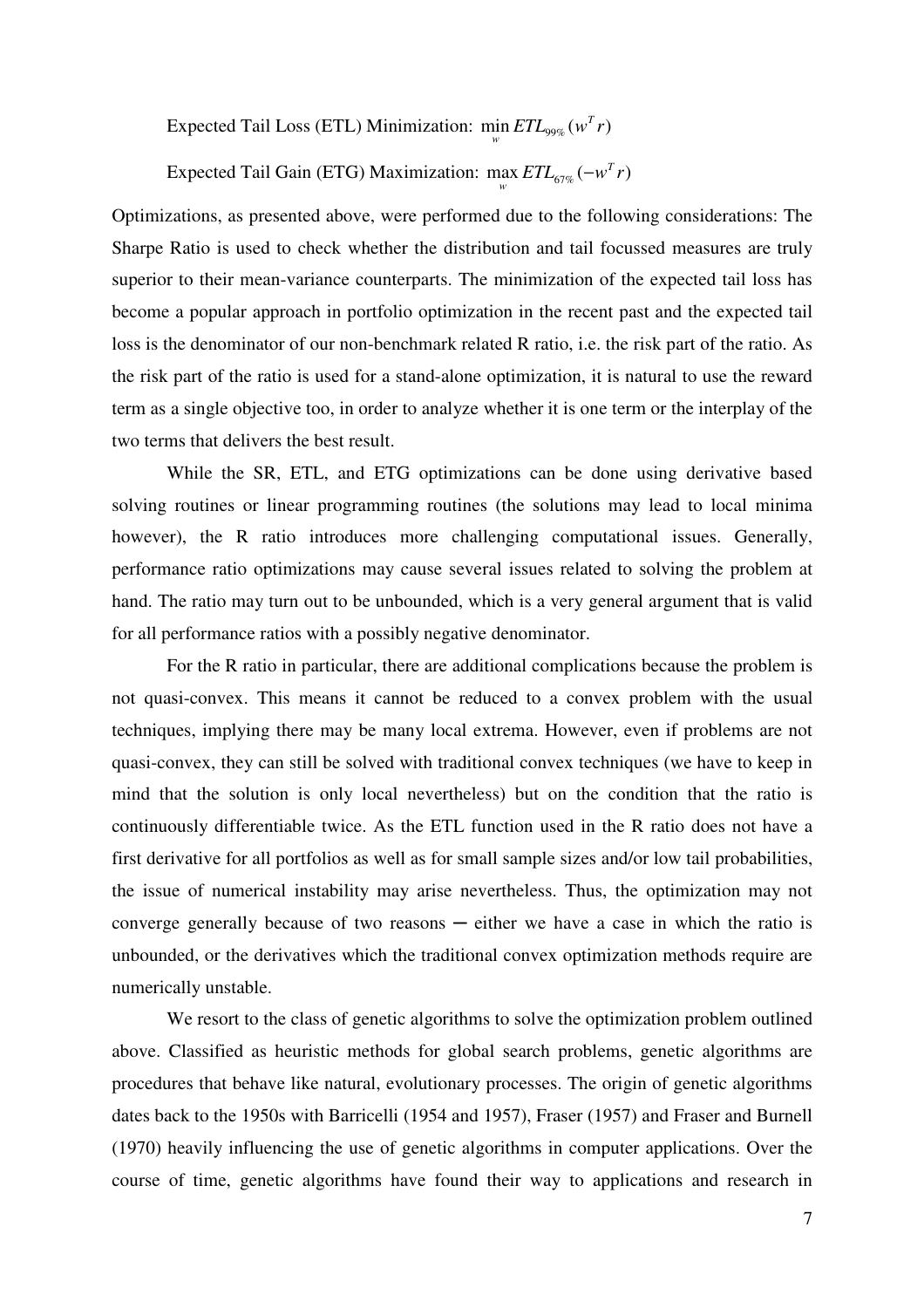Expected Tail Loss (ETL) Minimization: $\min_{w} ETL_{99\%}(w^T r)$

Expected Tail Gain (ETG) Maximization: $\max_{w} ETL_{67\%}(-w^T r)$

Optimizations, as presented above, were performed due to the following considerations: The Sharpe Ratio is used to check whether the distribution and tail focussed measures are truly superior to their mean-variance counterparts. The minimization of the expected tail loss has become a popular approach in portfolio optimization in the recent past and the expected tail loss is the denominator of our non-benchmark related R ratio, i.e. the risk part of the ratio. As the risk part of the ratio is used for a stand-alone optimization, it is natural to use the reward term as a single objective too, in order to analyze whether it is one term or the interplay of the two terms that delivers the best result.

While the SR, ETL, and ETG optimizations can be done using derivative based solving routines or linear programming routines (the solutions may lead to local minima however), the R ratio introduces more challenging computational issues. Generally, performance ratio optimizations may cause several issues related to solving the problem at hand. The ratio may turn out to be unbounded, which is a very general argument that is valid for all performance ratios with a possibly negative denominator.

For the R ratio in particular, there are additional complications because the problem is not quasi-convex. This means it cannot be reduced to a convex problem with the usual techniques, implying there may be many local extrema. However, even if problems are not quasi-convex, they can still be solved with traditional convex techniques (we have to keep in mind that the solution is only local nevertheless) but on the condition that the ratio is continuously differentiable twice. As the ETL function used in the R ratio does not have a first derivative for all portfolios as well as for small sample sizes and/or low tail probabilities, the issue of numerical instability may arise nevertheless. Thus, the optimization may not converge generally because of two reasons ─ either we have a case in which the ratio is unbounded, or the derivatives which the traditional convex optimization methods require are numerically unstable.

We resort to the class of genetic algorithms to solve the optimization problem outlined above. Classified as heuristic methods for global search problems, genetic algorithms are procedures that behave like natural, evolutionary processes. The origin of genetic algorithms dates back to the 1950s with Barricelli (1954 and 1957), Fraser (1957) and Fraser and Burnell (1970) heavily influencing the use of genetic algorithms in computer applications. Over the course of time, genetic algorithms have found their way to applications and research in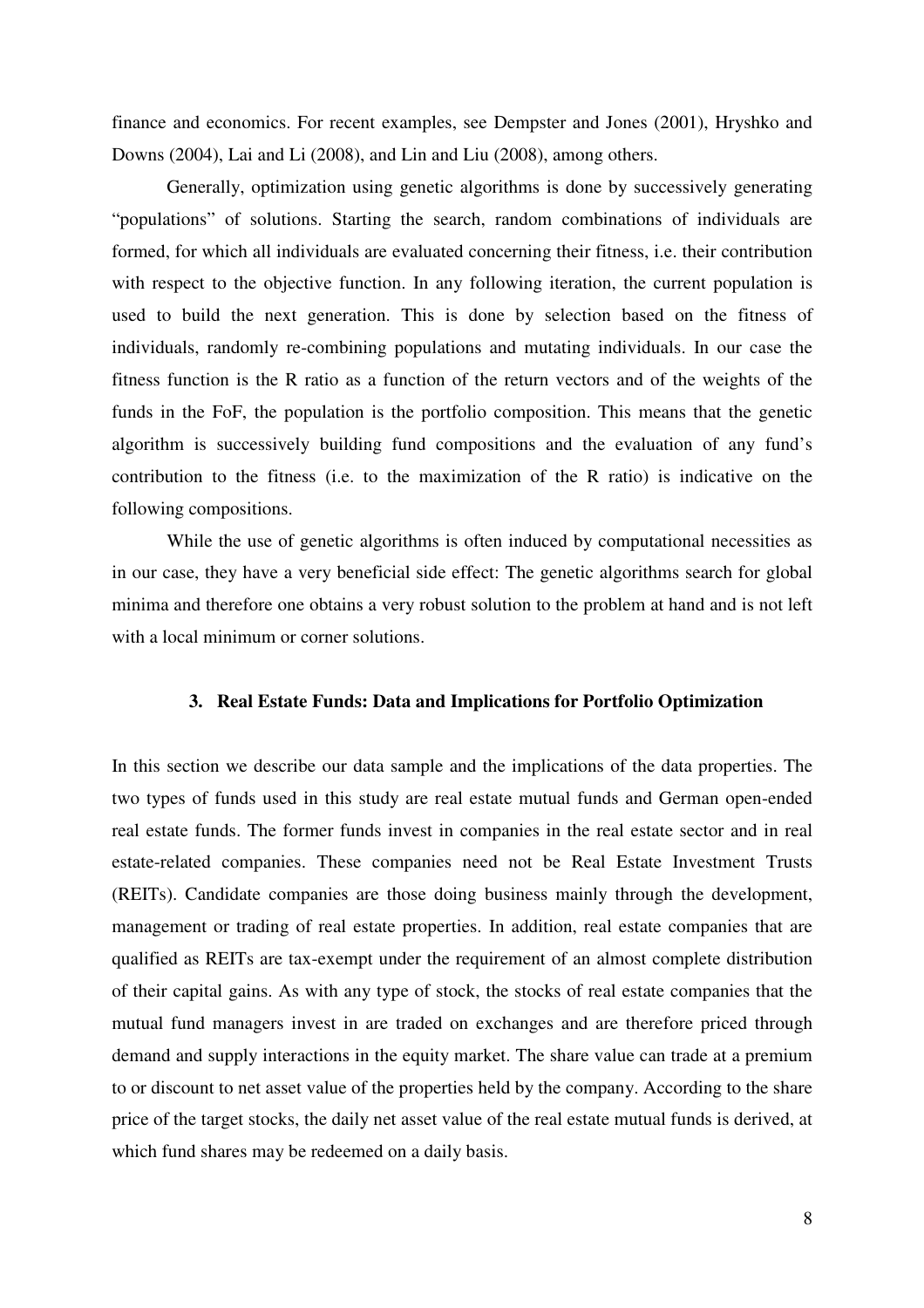finance and economics. For recent examples, see Dempster and Jones (2001), Hryshko and Downs (2004), Lai and Li (2008), and Lin and Liu (2008), among others.

Generally, optimization using genetic algorithms is done by successively generating "populations" of solutions. Starting the search, random combinations of individuals are formed, for which all individuals are evaluated concerning their fitness, i.e. their contribution with respect to the objective function. In any following iteration, the current population is used to build the next generation. This is done by selection based on the fitness of individuals, randomly re-combining populations and mutating individuals. In our case the fitness function is the R ratio as a function of the return vectors and of the weights of the funds in the FoF, the population is the portfolio composition. This means that the genetic algorithm is successively building fund compositions and the evaluation of any fund's contribution to the fitness (i.e. to the maximization of the R ratio) is indicative on the following compositions.

While the use of genetic algorithms is often induced by computational necessities as in our case, they have a very beneficial side effect: The genetic algorithms search for global minima and therefore one obtains a very robust solution to the problem at hand and is not left with a local minimum or corner solutions.

## 3. Real Estate Funds: Data and Implications for Portfolio Optimization

In this section we describe our data sample and the implications of the data properties. The two types of funds used in this study are real estate mutual funds and German open-ended real estate funds. The former funds invest in companies in the real estate sector and in real estate-related companies. These companies need not be Real Estate Investment Trusts (REITs). Candidate companies are those doing business mainly through the development, management or trading of real estate properties. In addition, real estate companies that are qualified as REITs are tax-exempt under the requirement of an almost complete distribution of their capital gains. As with any type of stock, the stocks of real estate companies that the mutual fund managers invest in are traded on exchanges and are therefore priced through demand and supply interactions in the equity market. The share value can trade at a premium to or discount to net asset value of the properties held by the company. According to the share price of the target stocks, the daily net asset value of the real estate mutual funds is derived, at which fund shares may be redeemed on a daily basis.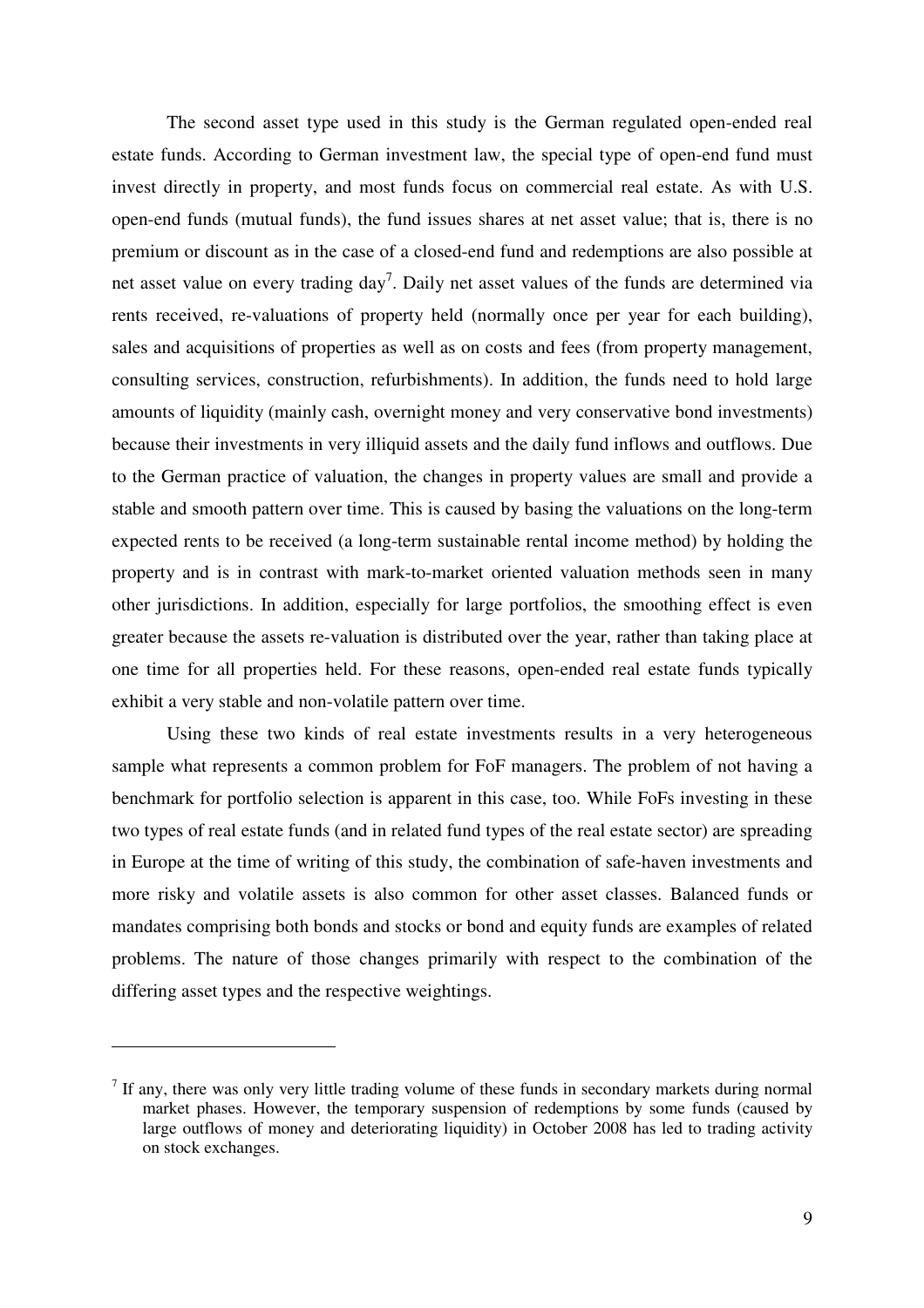The second asset type used in this study is the German regulated open-ended real estate funds. According to German investment law, the special type of open-end fund must invest directly in property, and most funds focus on commercial real estate. As with U.S. open-end funds (mutual funds), the fund issues shares at net asset value; that is, there is no premium or discount as in the case of a closed-end fund and redemptions are also possible at net asset value on every trading day[7]. Daily net asset values of the funds are determined via rents received, re-valuations of property held (normally once per year for each building), sales and acquisitions of properties as well as on costs and fees (from property management, consulting services, construction, refurbishments). In addition, the funds need to hold large amounts of liquidity (mainly cash, overnight money and very conservative bond investments) because their investments in very illiquid assets and the daily fund inflows and outflows. Due to the German practice of valuation, the changes in property values are small and provide a stable and smooth pattern over time. This is caused by basing the valuations on the long-term expected rents to be received (a long-term sustainable rental income method) by holding the property and is in contrast with mark-to-market oriented valuation methods seen in many other jurisdictions. In addition, especially for large portfolios, the smoothing effect is even greater because the assets re-valuation is distributed over the year, rather than taking place at one time for all properties held. For these reasons, open-ended real estate funds typically exhibit a very stable and non-volatile pattern over time.

Using these two kinds of real estate investments results in a very heterogeneous sample what represents a common problem for FoF managers. The problem of not having a benchmark for portfolio selection is apparent in this case, too. While FoFs investing in these two types of real estate funds (and in related fund types of the real estate sector) are spreading in Europe at the time of writing of this study, the combination of safe-haven investments and more risky and volatile assets is also common for other asset classes. Balanced funds or mandates comprising both bonds and stocks or bond and equity funds are examples of related problems. The nature of those changes primarily with respect to the combination of the differing asset types and the respective weightings.

---

[7] If any, there was only very little trading volume of these funds in secondary markets during normal market phases. However, the temporary suspension of redemptions by some funds (caused by large outflows of money and deteriorating liquidity) in October 2008 has led to trading activity on stock exchanges.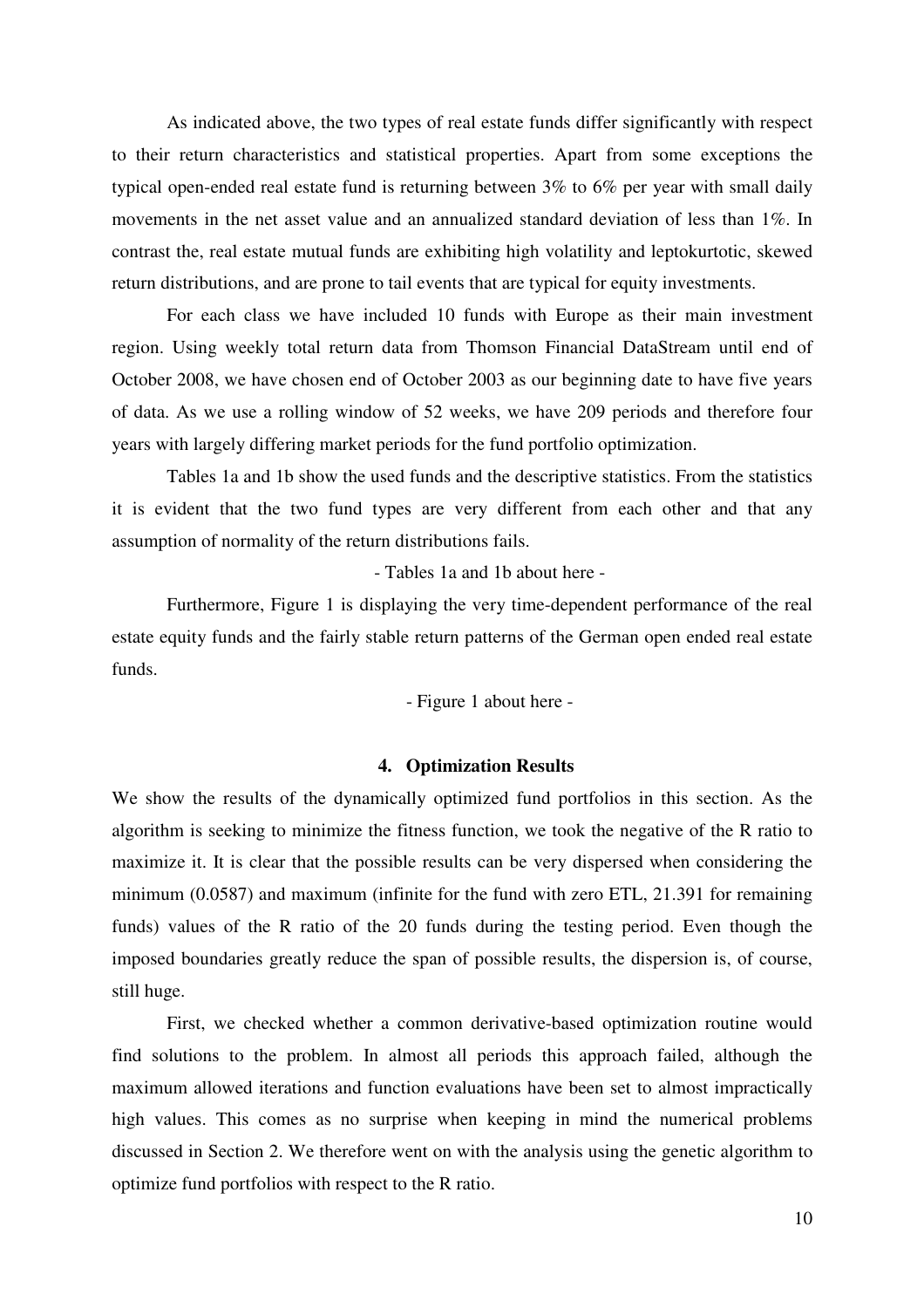As indicated above, the two types of real estate funds differ significantly with respect to their return characteristics and statistical properties. Apart from some exceptions the typical open-ended real estate fund is returning between 3% to 6% per year with small daily movements in the net asset value and an annualized standard deviation of less than 1%. In contrast the, real estate mutual funds are exhibiting high volatility and leptokurtotic, skewed return distributions, and are prone to tail events that are typical for equity investments.

For each class we have included 10 funds with Europe as their main investment region. Using weekly total return data from Thomson Financial DataStream until end of October 2008, we have chosen end of October 2003 as our beginning date to have five years of data. As we use a rolling window of 52 weeks, we have 209 periods and therefore four years with largely differing market periods for the fund portfolio optimization.

Tables 1a and 1b show the used funds and the descriptive statistics. From the statistics it is evident that the two fund types are very different from each other and that any assumption of normality of the return distributions fails.

- Tables 1a and 1b about here -

Furthermore, Figure 1 is displaying the very time-dependent performance of the real estate equity funds and the fairly stable return patterns of the German open ended real estate funds.

- Figure 1 about here -

## 4. Optimization Results

We show the results of the dynamically optimized fund portfolios in this section. As the algorithm is seeking to minimize the fitness function, we took the negative of the R ratio to maximize it. It is clear that the possible results can be very dispersed when considering the minimum (0.0587) and maximum (infinite for the fund with zero ETL, 21.391 for remaining funds) values of the R ratio of the 20 funds during the testing period. Even though the imposed boundaries greatly reduce the span of possible results, the dispersion is, of course, still huge.

First, we checked whether a common derivative-based optimization routine would find solutions to the problem. In almost all periods this approach failed, although the maximum allowed iterations and function evaluations have been set to almost impractically high values. This comes as no surprise when keeping in mind the numerical problems discussed in Section 2. We therefore went on with the analysis using the genetic algorithm to optimize fund portfolios with respect to the R ratio.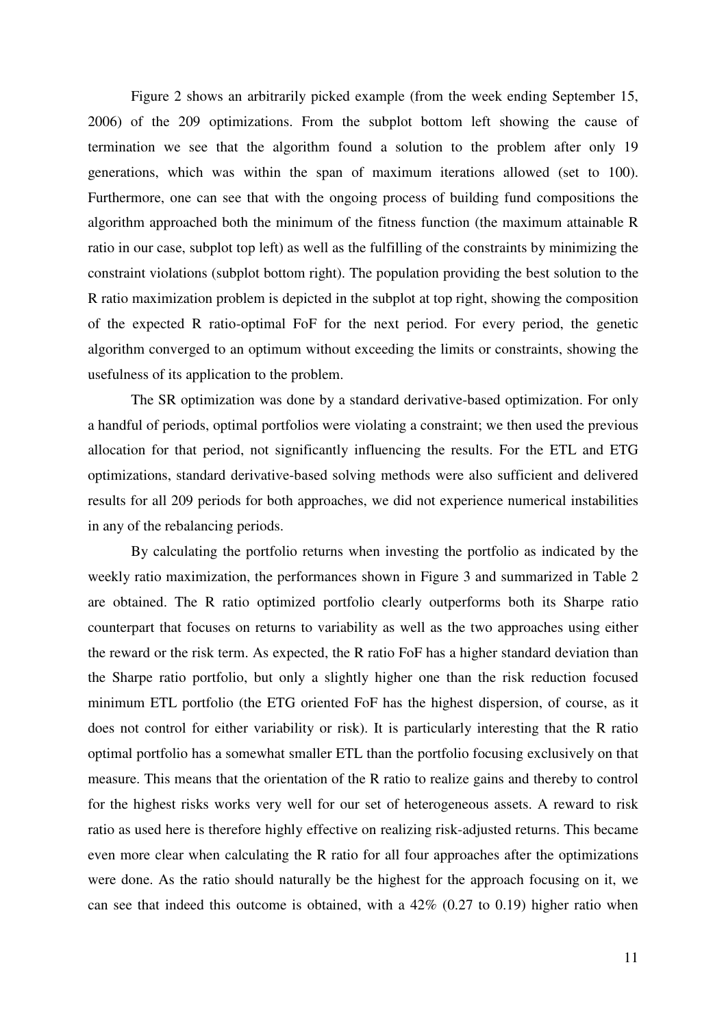Figure 2 shows an arbitrarily picked example (from the week ending September 15, 2006) of the 209 optimizations. From the subplot bottom left showing the cause of termination we see that the algorithm found a solution to the problem after only 19 generations, which was within the span of maximum iterations allowed (set to 100). Furthermore, one can see that with the ongoing process of building fund compositions the algorithm approached both the minimum of the fitness function (the maximum attainable R ratio in our case, subplot top left) as well as the fulfilling of the constraints by minimizing the constraint violations (subplot bottom right). The population providing the best solution to the R ratio maximization problem is depicted in the subplot at top right, showing the composition of the expected R ratio-optimal FoF for the next period. For every period, the genetic algorithm converged to an optimum without exceeding the limits or constraints, showing the usefulness of its application to the problem.

The SR optimization was done by a standard derivative-based optimization. For only a handful of periods, optimal portfolios were violating a constraint; we then used the previous allocation for that period, not significantly influencing the results. For the ETL and ETG optimizations, standard derivative-based solving methods were also sufficient and delivered results for all 209 periods for both approaches, we did not experience numerical instabilities in any of the rebalancing periods.

By calculating the portfolio returns when investing the portfolio as indicated by the weekly ratio maximization, the performances shown in Figure 3 and summarized in Table 2 are obtained. The R ratio optimized portfolio clearly outperforms both its Sharpe ratio counterpart that focuses on returns to variability as well as the two approaches using either the reward or the risk term. As expected, the R ratio FoF has a higher standard deviation than the Sharpe ratio portfolio, but only a slightly higher one than the risk reduction focused minimum ETL portfolio (the ETG oriented FoF has the highest dispersion, of course, as it does not control for either variability or risk). It is particularly interesting that the R ratio optimal portfolio has a somewhat smaller ETL than the portfolio focusing exclusively on that measure. This means that the orientation of the R ratio to realize gains and thereby to control for the highest risks works very well for our set of heterogeneous assets. A reward to risk ratio as used here is therefore highly effective on realizing risk-adjusted returns. This became even more clear when calculating the R ratio for all four approaches after the optimizations were done. As the ratio should naturally be the highest for the approach focusing on it, we can see that indeed this outcome is obtained, with a 42% (0.27 to 0.19) higher ratio when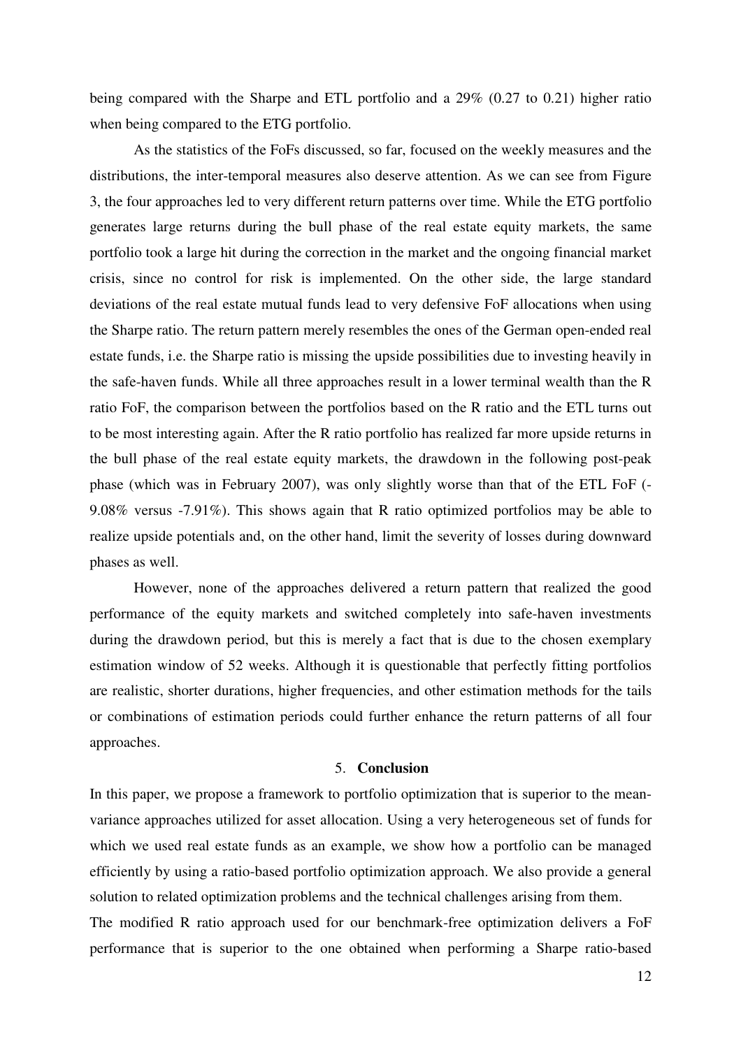being compared with the Sharpe and ETL portfolio and a 29% (0.27 to 0.21) higher ratio when being compared to the ETG portfolio.

As the statistics of the FoFs discussed, so far, focused on the weekly measures and the distributions, the inter-temporal measures also deserve attention. As we can see from Figure 3, the four approaches led to very different return patterns over time. While the ETG portfolio generates large returns during the bull phase of the real estate equity markets, the same portfolio took a large hit during the correction in the market and the ongoing financial market crisis, since no control for risk is implemented. On the other side, the large standard deviations of the real estate mutual funds lead to very defensive FoF allocations when using the Sharpe ratio. The return pattern merely resembles the ones of the German open-ended real estate funds, i.e. the Sharpe ratio is missing the upside possibilities due to investing heavily in the safe-haven funds. While all three approaches result in a lower terminal wealth than the R ratio FoF, the comparison between the portfolios based on the R ratio and the ETL turns out to be most interesting again. After the R ratio portfolio has realized far more upside returns in the bull phase of the real estate equity markets, the drawdown in the following post-peak phase (which was in February 2007), was only slightly worse than that of the ETL FoF (-9.08% versus -7.91%). This shows again that R ratio optimized portfolios may be able to realize upside potentials and, on the other hand, limit the severity of losses during downward phases as well.

However, none of the approaches delivered a return pattern that realized the good performance of the equity markets and switched completely into safe-haven investments during the drawdown period, but this is merely a fact that is due to the chosen exemplary estimation window of 52 weeks. Although it is questionable that perfectly fitting portfolios are realistic, shorter durations, higher frequencies, and other estimation methods for the tails or combinations of estimation periods could further enhance the return patterns of all four approaches.

## 5. Conclusion

In this paper, we propose a framework to portfolio optimization that is superior to the mean-variance approaches utilized for asset allocation. Using a very heterogeneous set of funds for which we used real estate funds as an example, we show how a portfolio can be managed efficiently by using a ratio-based portfolio optimization approach. We also provide a general solution to related optimization problems and the technical challenges arising from them.

The modified R ratio approach used for our benchmark-free optimization delivers a FoF performance that is superior to the one obtained when performing a Sharpe ratio-based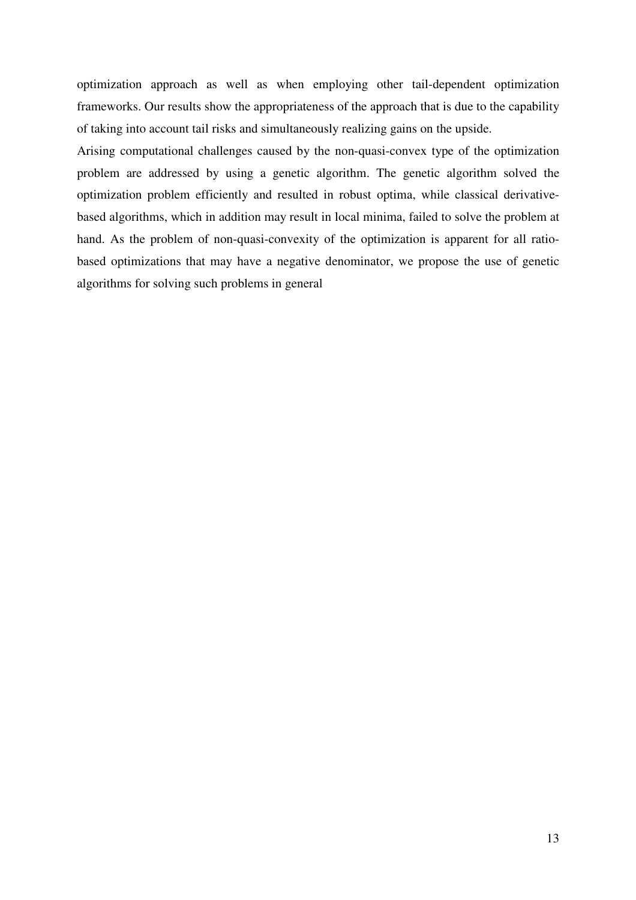optimization approach as well as when employing other tail-dependent optimization frameworks. Our results show the appropriateness of the approach that is due to the capability of taking into account tail risks and simultaneously realizing gains on the upside.

Arising computational challenges caused by the non-quasi-convex type of the optimization problem are addressed by using a genetic algorithm. The genetic algorithm solved the optimization problem efficiently and resulted in robust optima, while classical derivative-based algorithms, which in addition may result in local minima, failed to solve the problem at hand. As the problem of non-quasi-convexity of the optimization is apparent for all ratio-based optimizations that may have a negative denominator, we propose the use of genetic algorithms for solving such problems in general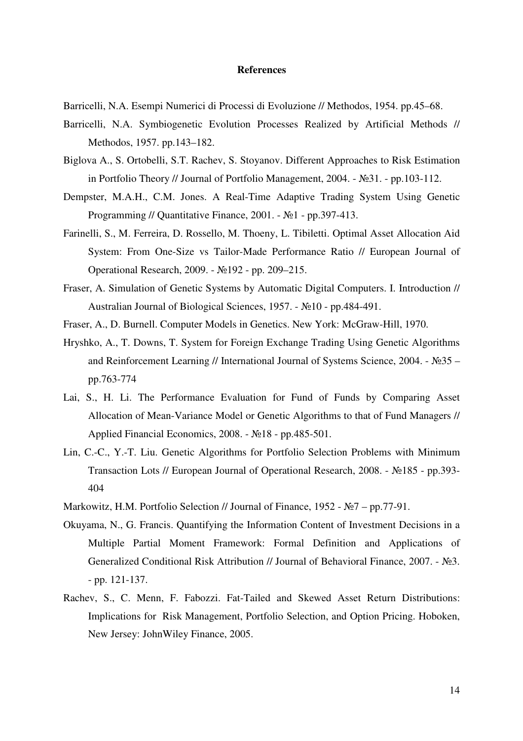**References**

Barricelli, N.A. Esempi Numerici di Processi di Evoluzione // Methodos, 1954. pp.45–68.

Barricelli, N.A. Symbiogenetic Evolution Processes Realized by Artificial Methods // Methodos, 1957. pp.143–182.

Biglova A., S. Ortobelli, S.T. Rachev, S. Stoyanov. Different Approaches to Risk Estimation in Portfolio Theory // Journal of Portfolio Management, 2004. - №31. - pp.103-112.

Dempster, M.A.H., C.M. Jones. A Real-Time Adaptive Trading System Using Genetic Programming // Quantitative Finance, 2001. - №1 - pp.397-413.

Farinelli, S., M. Ferreira, D. Rossello, M. Thoeny, L. Tibiletti. Optimal Asset Allocation Aid System: From One-Size vs Tailor-Made Performance Ratio // European Journal of Operational Research, 2009. - №192 - pp. 209–215.

Fraser, A. Simulation of Genetic Systems by Automatic Digital Computers. I. Introduction // Australian Journal of Biological Sciences, 1957. - №10 - pp.484-491.

Fraser, A., D. Burnell. Computer Models in Genetics. New York: McGraw-Hill, 1970.

Hryshko, A., T. Downs, T. System for Foreign Exchange Trading Using Genetic Algorithms and Reinforcement Learning // International Journal of Systems Science, 2004. - №35 – pp.763-774

Lai, S., H. Li. The Performance Evaluation for Fund of Funds by Comparing Asset Allocation of Mean-Variance Model or Genetic Algorithms to that of Fund Managers // Applied Financial Economics, 2008. - №18 - pp.485-501.

Lin, C.-C., Y.-T. Liu. Genetic Algorithms for Portfolio Selection Problems with Minimum Transaction Lots // European Journal of Operational Research, 2008. - №185 - pp.393-404

Markowitz, H.M. Portfolio Selection // Journal of Finance, 1952 - №7 – pp.77-91.

Okuyama, N., G. Francis. Quantifying the Information Content of Investment Decisions in a Multiple Partial Moment Framework: Formal Definition and Applications of Generalized Conditional Risk Attribution // Journal of Behavioral Finance, 2007. - №3. - pp. 121-137.

Rachev, S., C. Menn, F. Fabozzi. Fat-Tailed and Skewed Asset Return Distributions: Implications for Risk Management, Portfolio Selection, and Option Pricing. Hoboken, New Jersey: JohnWiley Finance, 2005.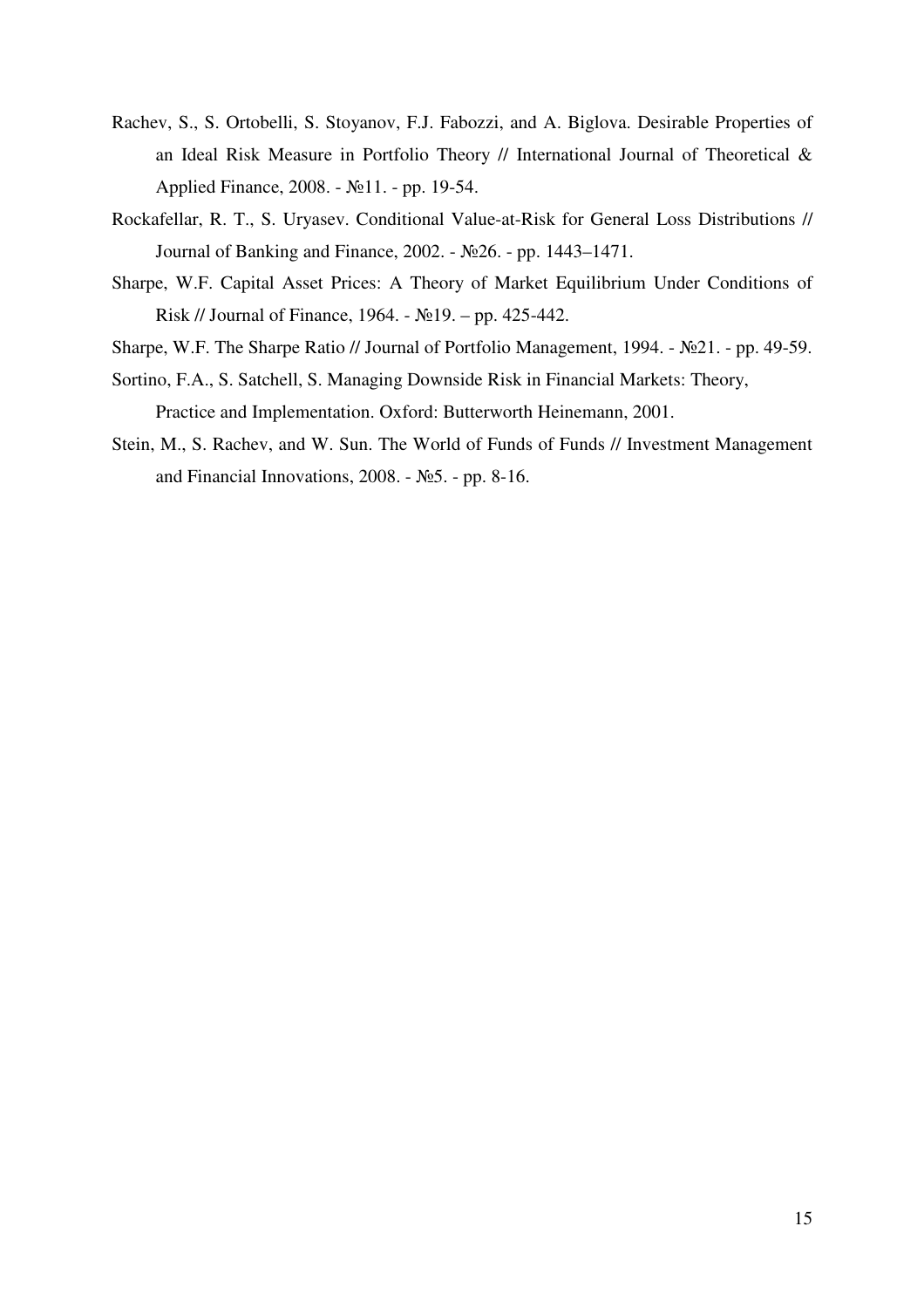Rachev, S., S. Ortobelli, S. Stoyanov, F.J. Fabozzi, and A. Biglova. Desirable Properties of an Ideal Risk Measure in Portfolio Theory // International Journal of Theoretical & Applied Finance, 2008. - №11. - pp. 19-54.

Rockafellar, R. T., S. Uryasev. Conditional Value-at-Risk for General Loss Distributions // Journal of Banking and Finance, 2002. - №26. - pp. 1443–1471.

Sharpe, W.F. Capital Asset Prices: A Theory of Market Equilibrium Under Conditions of Risk // Journal of Finance, 1964. - №19. – pp. 425-442.

Sharpe, W.F. The Sharpe Ratio // Journal of Portfolio Management, 1994. - №21. - pp. 49-59.

Sortino, F.A., S. Satchell, S. Managing Downside Risk in Financial Markets: Theory, Practice and Implementation. Oxford: Butterworth Heinemann, 2001.

Stein, M., S. Rachev, and W. Sun. The World of Funds of Funds // Investment Management and Financial Innovations, 2008. - №5. - pp. 8-16.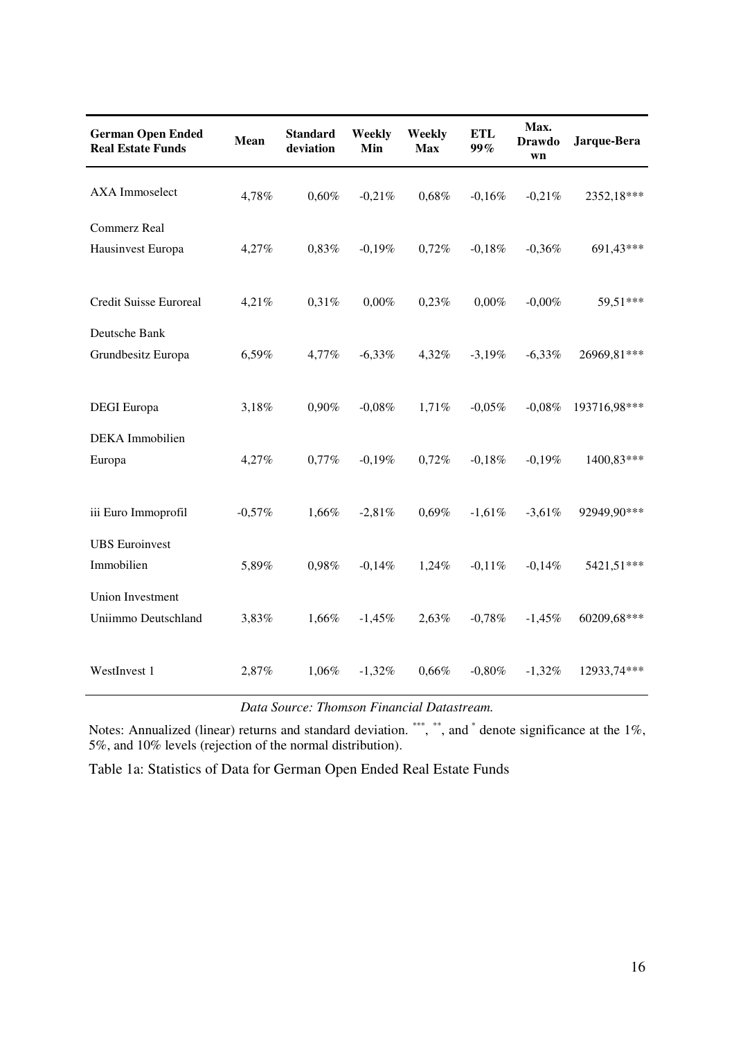| German Open Ended Real Estate Funds | Mean | Standard deviation | Weekly Min | Weekly Max | ETL 99% | Max. Drawdown | Jarque-Bera |
|---|---|---|---|---|---|---|---|
| AXA Immoselect | 4,78% | 0,60% | -0,21% | 0,68% | -0,16% | -0,21% | 2352,18*** |
| Commerz Real Hausinvest Europa | 4,27% | 0,83% | -0,19% | 0,72% | -0,18% | -0,36% | 691,43*** |
| Credit Suisse Euroreal | 4,21% | 0,31% | 0,00% | 0,23% | 0,00% | -0,00% | 59,51*** |
| Deutsche Bank Grundbesitz Europa | 6,59% | 4,77% | -6,33% | 4,32% | -3,19% | -6,33% | 26969,81*** |
| DEGI Europa | 3,18% | 0,90% | -0,08% | 1,71% | -0,05% | -0,08% | 193716,98*** |
| DEKA Immobilien Europa | 4,27% | 0,77% | -0,19% | 0,72% | -0,18% | -0,19% | 1400,83*** |
| iii Euro Immoprofil | -0,57% | 1,66% | -2,81% | 0,69% | -1,61% | -3,61% | 92949,90*** |
| UBS Euroinvest Immobilien | 5,89% | 0,98% | -0,14% | 1,24% | -0,11% | -0,14% | 5421,51*** |
| Union Investment Uniimmo Deutschland | 3,83% | 1,66% | -1,45% | 2,63% | -0,78% | -1,45% | 60209,68*** |
| WestInvest 1 | 2,87% | 1,06% | -1,32% | 0,66% | -0,80% | -1,32% | 12933,74*** |

*Data Source: Thomson Financial Datastream.*

Notes: Annualized (linear) returns and standard deviation. ***, **, and * denote significance at the 1%, 5%, and 10% levels (rejection of the normal distribution).

Table 1a: Statistics of Data for German Open Ended Real Estate Funds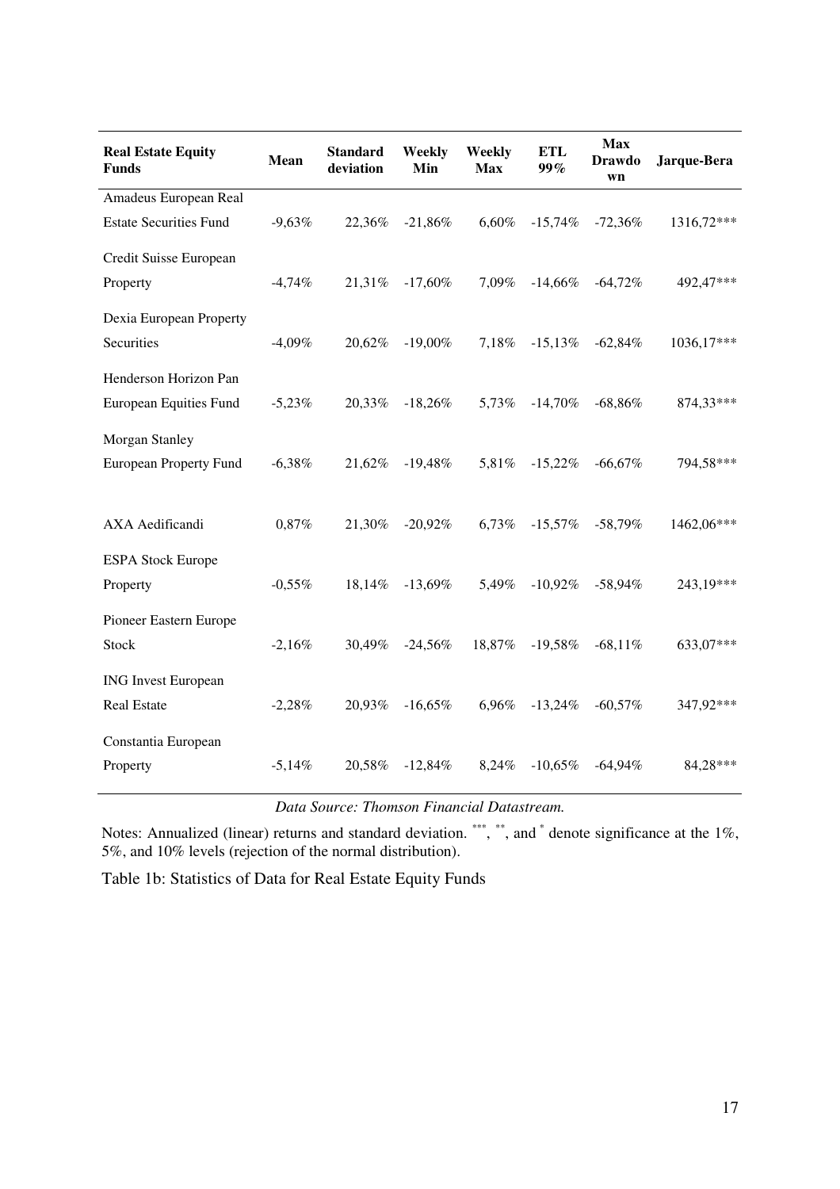| Real Estate Equity Funds | Mean | Standard deviation | Weekly Min | Weekly Max | ETL 99% | Max Drawdown | Jarque-Bera |
|---|---|---|---|---|---|---|---|
| Amadeus European Real Estate Securities Fund | -9,63% | 22,36% | -21,86% | 6,60% | -15,74% | -72,36% | 1316,72*** |
| Credit Suisse European Property | -4,74% | 21,31% | -17,60% | 7,09% | -14,66% | -64,72% | 492,47*** |
| Dexia European Property Securities | -4,09% | 20,62% | -19,00% | 7,18% | -15,13% | -62,84% | 1036,17*** |
| Henderson Horizon Pan European Equities Fund | -5,23% | 20,33% | -18,26% | 5,73% | -14,70% | -68,86% | 874,33*** |
| Morgan Stanley European Property Fund | -6,38% | 21,62% | -19,48% | 5,81% | -15,22% | -66,67% | 794,58*** |
| AXA Aedificandi | 0,87% | 21,30% | -20,92% | 6,73% | -15,57% | -58,79% | 1462,06*** |
| ESPA Stock Europe Property | -0,55% | 18,14% | -13,69% | 5,49% | -10,92% | -58,94% | 243,19*** |
| Pioneer Eastern Europe Stock | -2,16% | 30,49% | -24,56% | 18,87% | -19,58% | -68,11% | 633,07*** |
| ING Invest European Real Estate | -2,28% | 20,93% | -16,65% | 6,96% | -13,24% | -60,57% | 347,92*** |
| Constantia European Property | -5,14% | 20,58% | -12,84% | 8,24% | -10,65% | -64,94% | 84,28*** |

*Data Source: Thomson Financial Datastream.*

Notes: Annualized (linear) returns and standard deviation. ***, **, and * denote significance at the 1%, 5%, and 10% levels (rejection of the normal distribution).

Table 1b: Statistics of Data for Real Estate Equity Funds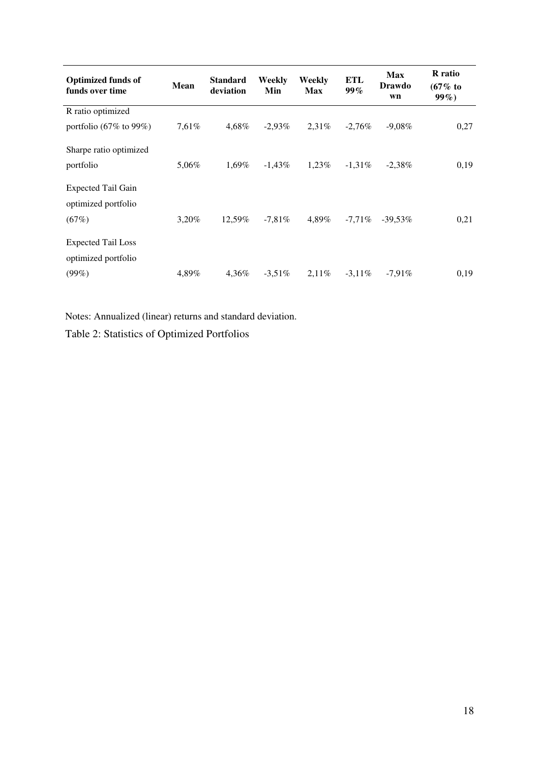| Optimized funds of funds over time | Mean | Standard deviation | Weekly Min | Weekly Max | ETL 99% | Max Drawdown | R ratio (67% to 99%) |
|---|---|---|---|---|---|---|---|
| R ratio optimized portfolio (67% to 99%) | 7,61% | 4,68% | -2,93% | 2,31% | -2,76% | -9,08% | 0,27 |
| Sharpe ratio optimized portfolio | 5,06% | 1,69% | -1,43% | 1,23% | -1,31% | -2,38% | 0,19 |
| Expected Tail Gain optimized portfolio (67%) | 3,20% | 12,59% | -7,81% | 4,89% | -7,71% | -39,53% | 0,21 |
| Expected Tail Loss optimized portfolio (99%) | 4,89% | 4,36% | -3,51% | 2,11% | -3,11% | -7,91% | 0,19 |

Notes: Annualized (linear) returns and standard deviation.

Table 2: Statistics of Optimized Portfolios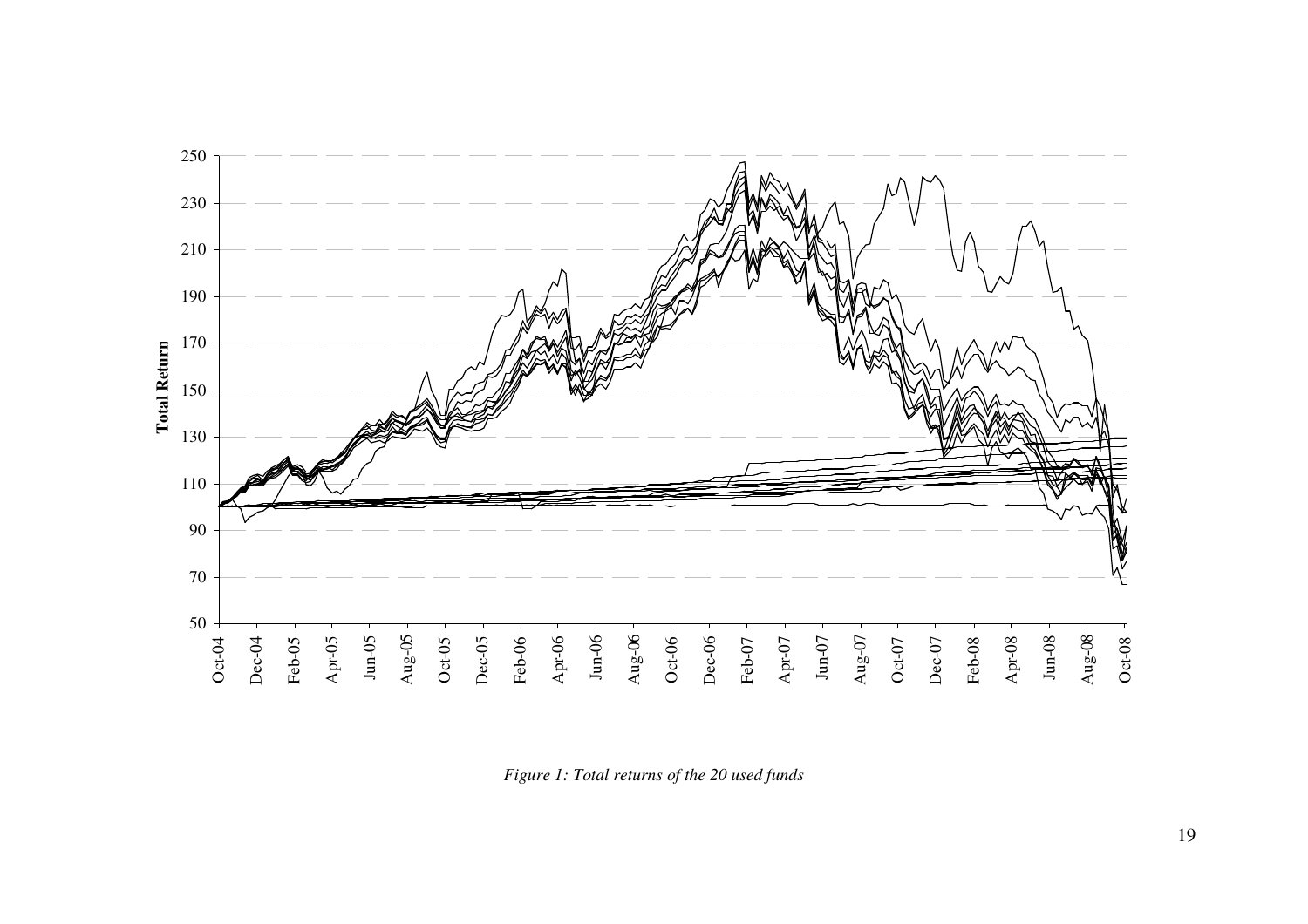*Figure 1: Total returns of the 20 used funds*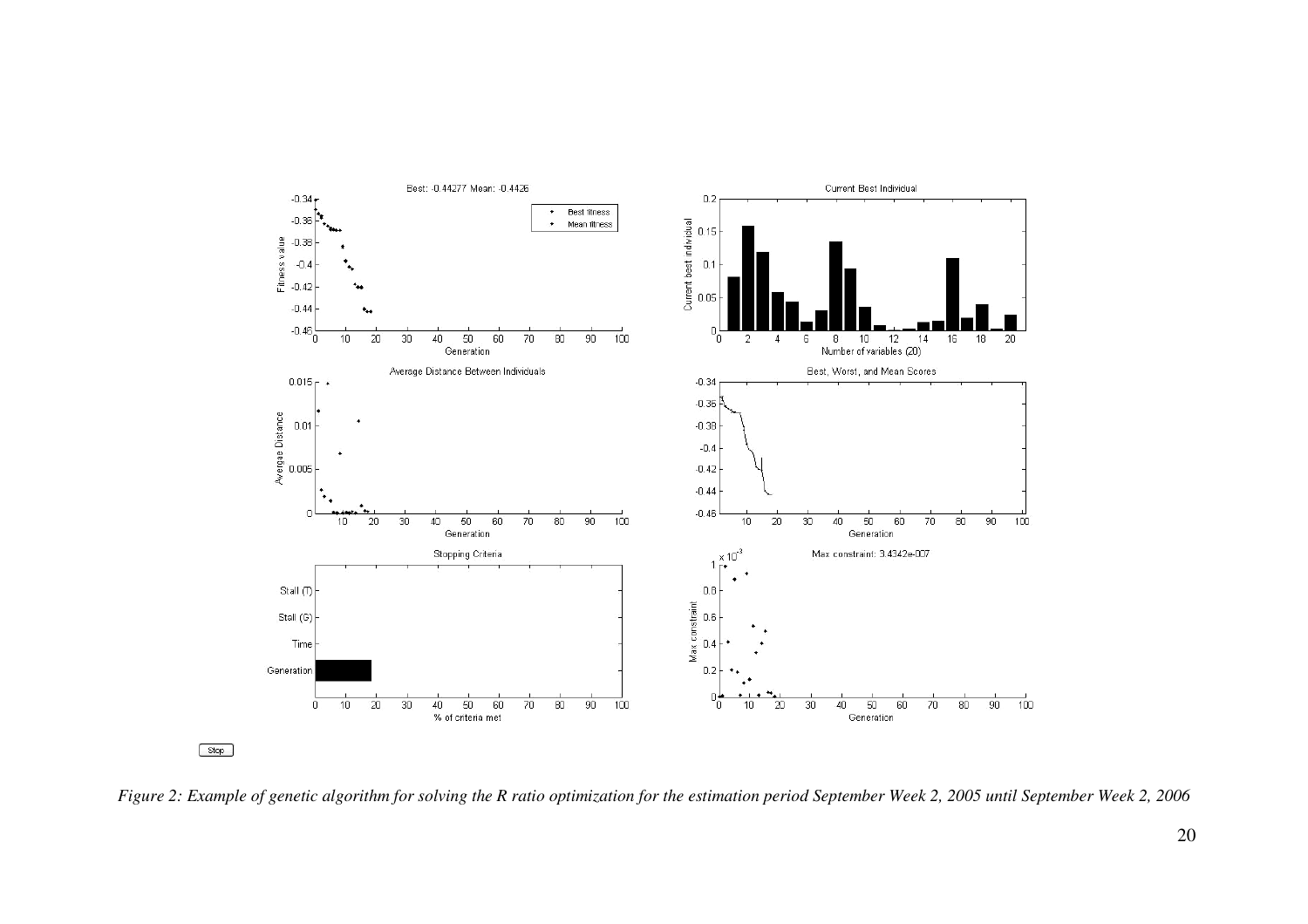*Figure 2: Example of genetic algorithm for solving the R ratio optimization for the estimation period September Week 2, 2005 until September Week 2, 2006*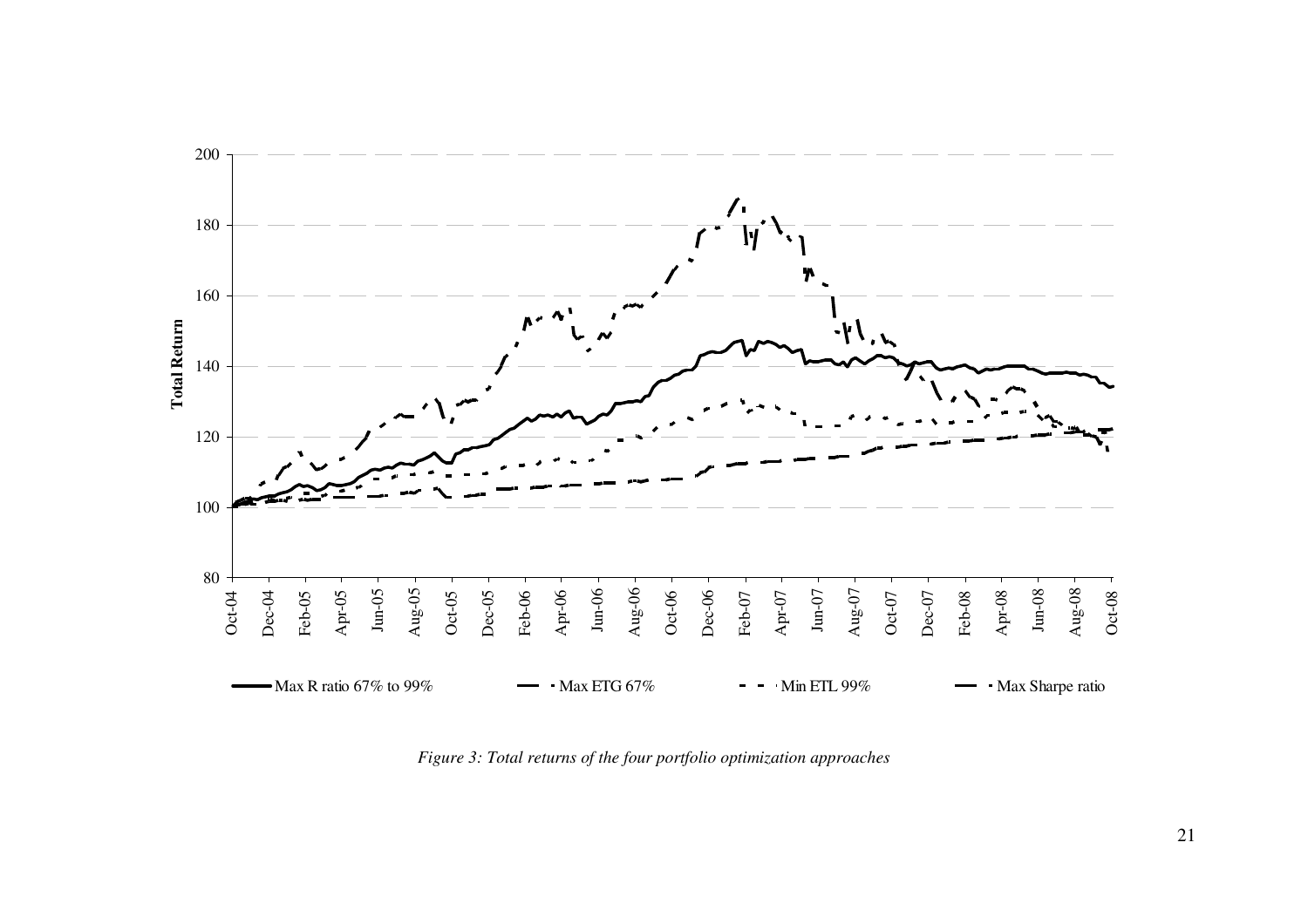Total Return

200

180

160

140

120

100

80

Oct-04 Dec-04 Feb-05 Apr-05 Jun-05 Aug-05 Oct-05 Dec-05 Feb-06 Apr-06 Jun-06 Aug-06 Oct-06 Dec-06 Feb-07 Apr-07 Jun-07 Aug-07 Oct-07 Dec-07 Feb-08 Apr-08 Jun-08 Aug-08 Oct-08

Max R ratio 67% to 99%

Max ETG 67%

Min ETL 99%

Max Sharpe ratio

*Figure 3: Total returns of the four portfolio optimization approaches*